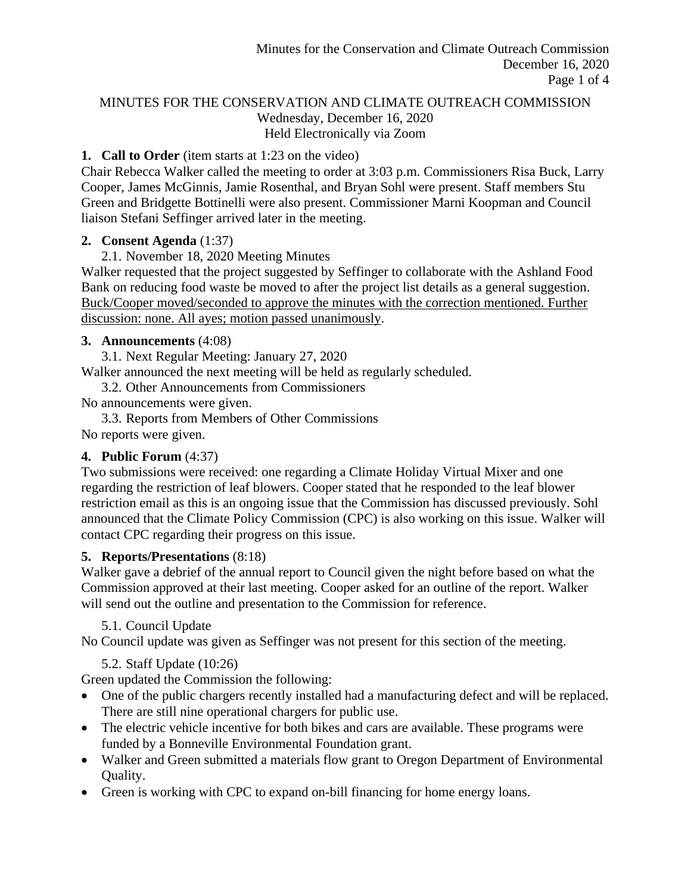# MINUTES FOR THE CONSERVATION AND CLIMATE OUTREACH COMMISSION

Wednesday, December 16, 2020
Held Electronically via Zoom

**1. Call to Order** (item starts at 1:23 on the video)

Chair Rebecca Walker called the meeting to order at 3:03 p.m. Commissioners Risa Buck, Larry Cooper, James McGinnis, Jamie Rosenthal, and Bryan Sohl were present. Staff members Stu Green and Bridgette Bottinelli were also present. Commissioner Marni Koopman and Council liaison Stefani Seffinger arrived later in the meeting.

**2. Consent Agenda** (1:37)

2.1. November 18, 2020 Meeting Minutes

Walker requested that the project suggested by Seffinger to collaborate with the Ashland Food Bank on reducing food waste be moved to after the project list details as a general suggestion. <u>Buck/Cooper moved/seconded to approve the minutes with the correction mentioned. Further discussion: none. All ayes; motion passed unanimously</u>.

**3. Announcements** (4:08)

3.1. Next Regular Meeting: January 27, 2020

Walker announced the next meeting will be held as regularly scheduled.

3.2. Other Announcements from Commissioners

No announcements were given.

3.3. Reports from Members of Other Commissions

No reports were given.

**4. Public Forum** (4:37)

Two submissions were received: one regarding a Climate Holiday Virtual Mixer and one regarding the restriction of leaf blowers. Cooper stated that he responded to the leaf blower restriction email as this is an ongoing issue that the Commission has discussed previously. Sohl announced that the Climate Policy Commission (CPC) is also working on this issue. Walker will contact CPC regarding their progress on this issue.

**5. Reports/Presentations** (8:18)

Walker gave a debrief of the annual report to Council given the night before based on what the Commission approved at their last meeting. Cooper asked for an outline of the report. Walker will send out the outline and presentation to the Commission for reference.

5.1. Council Update

No Council update was given as Seffinger was not present for this section of the meeting.

5.2. Staff Update (10:26)

Green updated the Commission the following:

- One of the public chargers recently installed had a manufacturing defect and will be replaced. There are still nine operational chargers for public use.
- The electric vehicle incentive for both bikes and cars are available. These programs were funded by a Bonneville Environmental Foundation grant.
- Walker and Green submitted a materials flow grant to Oregon Department of Environmental Quality.
- Green is working with CPC to expand on-bill financing for home energy loans.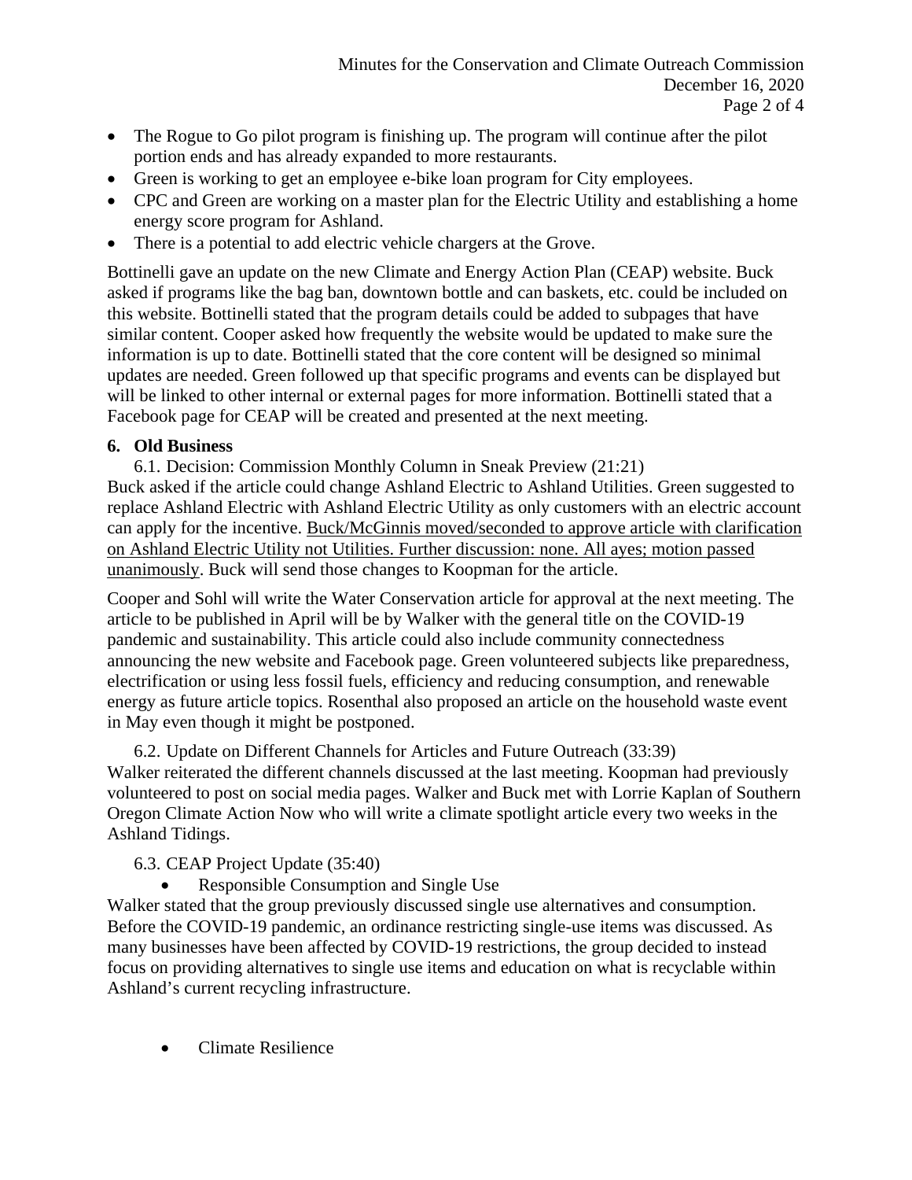- The Rogue to Go pilot program is finishing up. The program will continue after the pilot portion ends and has already expanded to more restaurants.
- Green is working to get an employee e-bike loan program for City employees.
- CPC and Green are working on a master plan for the Electric Utility and establishing a home energy score program for Ashland.
- There is a potential to add electric vehicle chargers at the Grove.

Bottinelli gave an update on the new Climate and Energy Action Plan (CEAP) website. Buck asked if programs like the bag ban, downtown bottle and can baskets, etc. could be included on this website. Bottinelli stated that the program details could be added to subpages that have similar content. Cooper asked how frequently the website would be updated to make sure the information is up to date. Bottinelli stated that the core content will be designed so minimal updates are needed. Green followed up that specific programs and events can be displayed but will be linked to other internal or external pages for more information. Bottinelli stated that a Facebook page for CEAP will be created and presented at the next meeting.

**6. Old Business**

6.1. Decision: Commission Monthly Column in Sneak Preview (21:21)

Buck asked if the article could change Ashland Electric to Ashland Utilities. Green suggested to replace Ashland Electric with Ashland Electric Utility as only customers with an electric account can apply for the incentive. <u>Buck/McGinnis moved/seconded to approve article with clarification on Ashland Electric Utility not Utilities. Further discussion: none. All ayes; motion passed unanimously</u>. Buck will send those changes to Koopman for the article.

Cooper and Sohl will write the Water Conservation article for approval at the next meeting. The article to be published in April will be by Walker with the general title on the COVID-19 pandemic and sustainability. This article could also include community connectedness announcing the new website and Facebook page. Green volunteered subjects like preparedness, electrification or using less fossil fuels, efficiency and reducing consumption, and renewable energy as future article topics. Rosenthal also proposed an article on the household waste event in May even though it might be postponed.

6.2. Update on Different Channels for Articles and Future Outreach (33:39)

Walker reiterated the different channels discussed at the last meeting. Koopman had previously volunteered to post on social media pages. Walker and Buck met with Lorrie Kaplan of Southern Oregon Climate Action Now who will write a climate spotlight article every two weeks in the Ashland Tidings.

6.3. CEAP Project Update (35:40)

- Responsible Consumption and Single Use

Walker stated that the group previously discussed single use alternatives and consumption. Before the COVID-19 pandemic, an ordinance restricting single-use items was discussed. As many businesses have been affected by COVID-19 restrictions, the group decided to instead focus on providing alternatives to single use items and education on what is recyclable within Ashland's current recycling infrastructure.

- Climate Resilience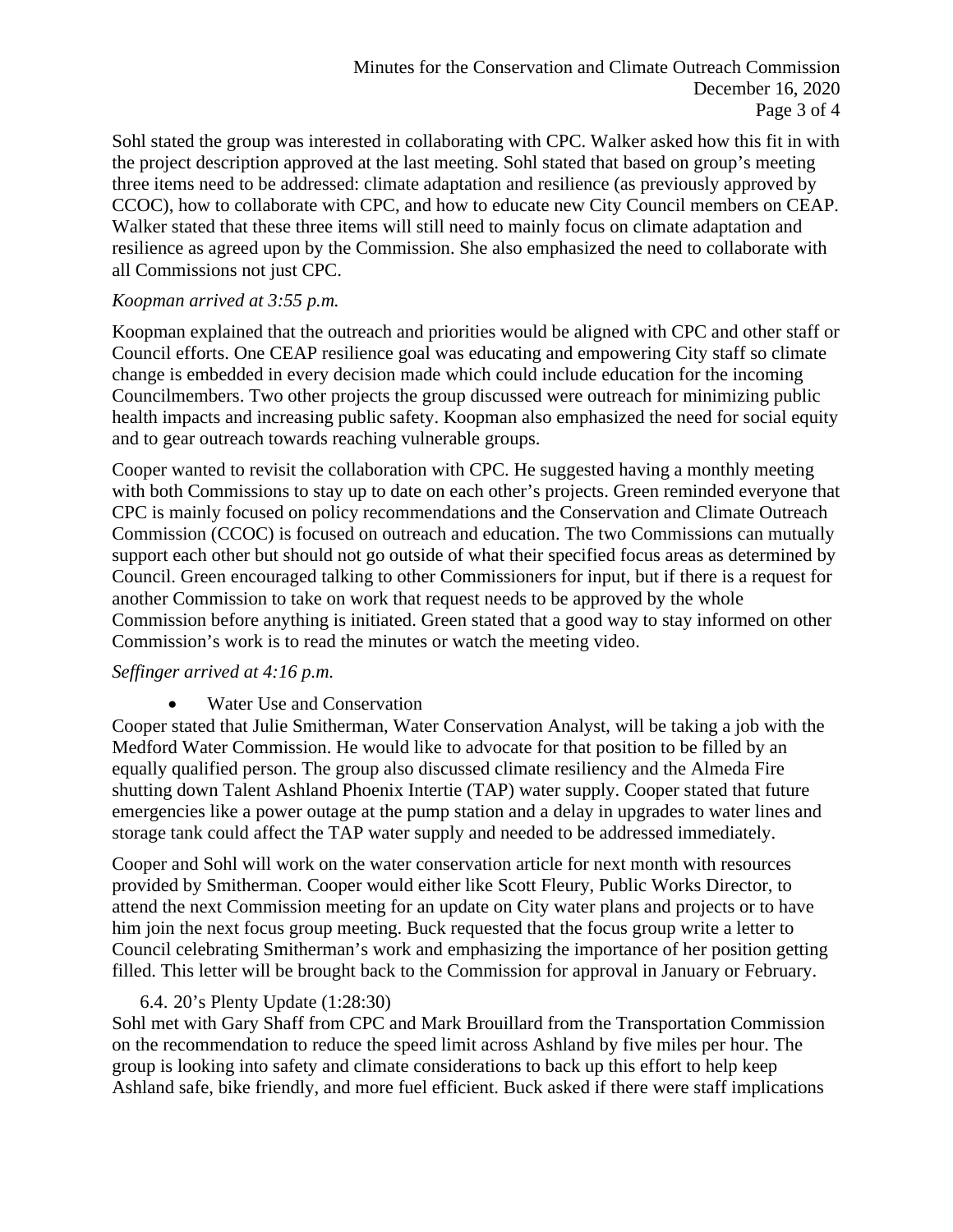Sohl stated the group was interested in collaborating with CPC. Walker asked how this fit in with the project description approved at the last meeting. Sohl stated that based on group's meeting three items need to be addressed: climate adaptation and resilience (as previously approved by CCOC), how to collaborate with CPC, and how to educate new City Council members on CEAP. Walker stated that these three items will still need to mainly focus on climate adaptation and resilience as agreed upon by the Commission. She also emphasized the need to collaborate with all Commissions not just CPC.

*Koopman arrived at 3:55 p.m.*

Koopman explained that the outreach and priorities would be aligned with CPC and other staff or Council efforts. One CEAP resilience goal was educating and empowering City staff so climate change is embedded in every decision made which could include education for the incoming Councilmembers. Two other projects the group discussed were outreach for minimizing public health impacts and increasing public safety. Koopman also emphasized the need for social equity and to gear outreach towards reaching vulnerable groups.

Cooper wanted to revisit the collaboration with CPC. He suggested having a monthly meeting with both Commissions to stay up to date on each other's projects. Green reminded everyone that CPC is mainly focused on policy recommendations and the Conservation and Climate Outreach Commission (CCOC) is focused on outreach and education. The two Commissions can mutually support each other but should not go outside of what their specified focus areas as determined by Council. Green encouraged talking to other Commissioners for input, but if there is a request for another Commission to take on work that request needs to be approved by the whole Commission before anything is initiated. Green stated that a good way to stay informed on other Commission's work is to read the minutes or watch the meeting video.

*Seffinger arrived at 4:16 p.m.*

- Water Use and Conservation

Cooper stated that Julie Smitherman, Water Conservation Analyst, will be taking a job with the Medford Water Commission. He would like to advocate for that position to be filled by an equally qualified person. The group also discussed climate resiliency and the Almeda Fire shutting down Talent Ashland Phoenix Intertie (TAP) water supply. Cooper stated that future emergencies like a power outage at the pump station and a delay in upgrades to water lines and storage tank could affect the TAP water supply and needed to be addressed immediately.

Cooper and Sohl will work on the water conservation article for next month with resources provided by Smitherman. Cooper would either like Scott Fleury, Public Works Director, to attend the next Commission meeting for an update on City water plans and projects or to have him join the next focus group meeting. Buck requested that the focus group write a letter to Council celebrating Smitherman's work and emphasizing the importance of her position getting filled. This letter will be brought back to the Commission for approval in January or February.

6.4. 20's Plenty Update (1:28:30)

Sohl met with Gary Shaff from CPC and Mark Brouillard from the Transportation Commission on the recommendation to reduce the speed limit across Ashland by five miles per hour. The group is looking into safety and climate considerations to back up this effort to help keep Ashland safe, bike friendly, and more fuel efficient. Buck asked if there were staff implications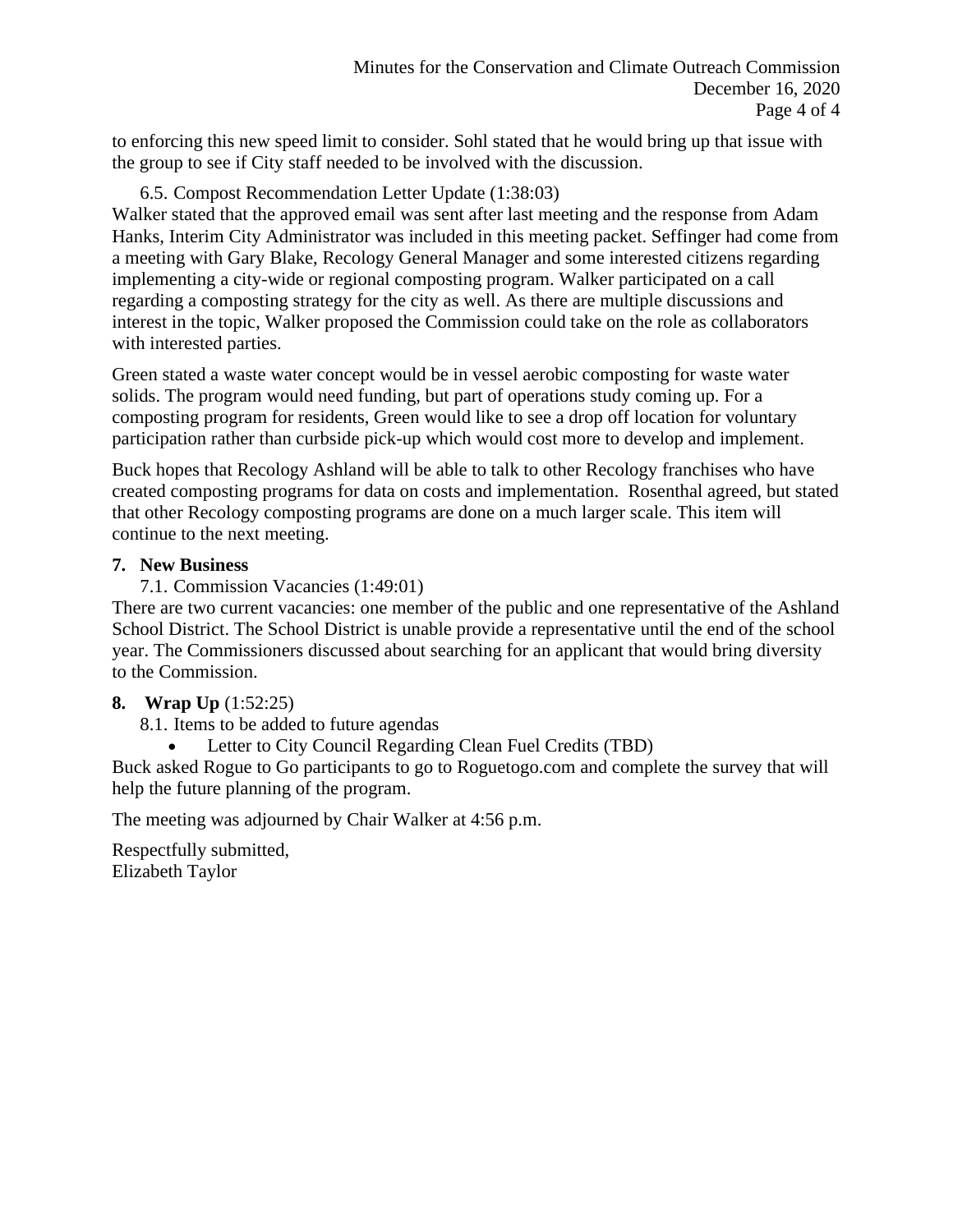to enforcing this new speed limit to consider. Sohl stated that he would bring up that issue with the group to see if City staff needed to be involved with the discussion.

6.5. Compost Recommendation Letter Update (1:38:03)

Walker stated that the approved email was sent after last meeting and the response from Adam Hanks, Interim City Administrator was included in this meeting packet. Seffinger had come from a meeting with Gary Blake, Recology General Manager and some interested citizens regarding implementing a city-wide or regional composting program. Walker participated on a call regarding a composting strategy for the city as well. As there are multiple discussions and interest in the topic, Walker proposed the Commission could take on the role as collaborators with interested parties.

Green stated a waste water concept would be in vessel aerobic composting for waste water solids. The program would need funding, but part of operations study coming up. For a composting program for residents, Green would like to see a drop off location for voluntary participation rather than curbside pick-up which would cost more to develop and implement.

Buck hopes that Recology Ashland will be able to talk to other Recology franchises who have created composting programs for data on costs and implementation. Rosenthal agreed, but stated that other Recology composting programs are done on a much larger scale. This item will continue to the next meeting.

**7. New Business**

7.1. Commission Vacancies (1:49:01)

There are two current vacancies: one member of the public and one representative of the Ashland School District. The School District is unable provide a representative until the end of the school year. The Commissioners discussed about searching for an applicant that would bring diversity to the Commission.

**8. Wrap Up** (1:52:25)

8.1. Items to be added to future agendas

- Letter to City Council Regarding Clean Fuel Credits (TBD)

Buck asked Rogue to Go participants to go to Roguetogo.com and complete the survey that will help the future planning of the program.

The meeting was adjourned by Chair Walker at 4:56 p.m.

Respectfully submitted,
Elizabeth Taylor